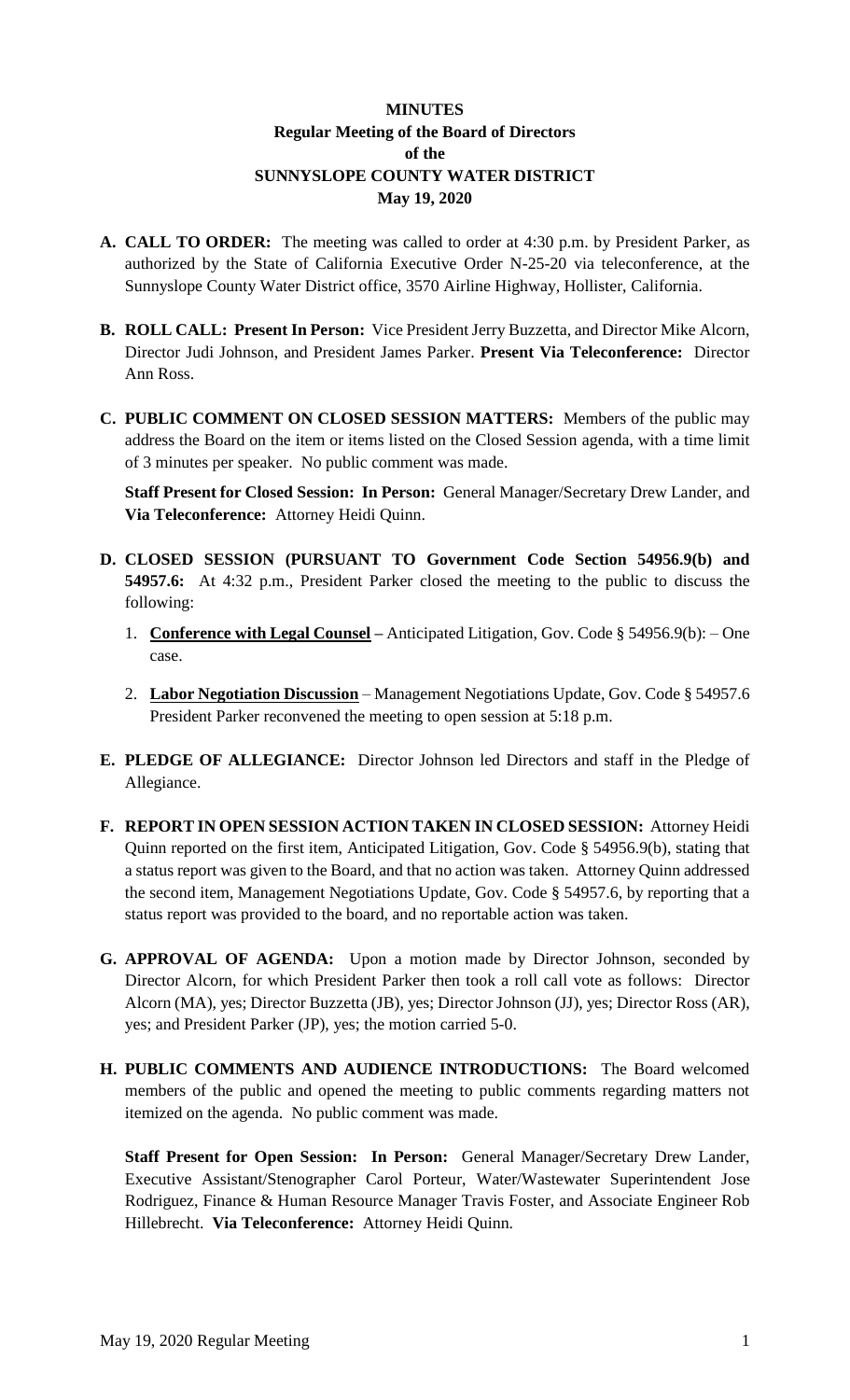# MINUTES
## Regular Meeting of the Board of Directors
## of the
## SUNNYSLOPE COUNTY WATER DISTRICT
## May 19, 2020

**A. CALL TO ORDER:** The meeting was called to order at 4:30 p.m. by President Parker, as authorized by the State of California Executive Order N-25-20 via teleconference, at the Sunnyslope County Water District office, 3570 Airline Highway, Hollister, California.

**B. ROLL CALL: Present In Person:** Vice President Jerry Buzzetta, and Director Mike Alcorn, Director Judi Johnson, and President James Parker. **Present Via Teleconference:** Director Ann Ross.

**C. PUBLIC COMMENT ON CLOSED SESSION MATTERS:** Members of the public may address the Board on the item or items listed on the Closed Session agenda, with a time limit of 3 minutes per speaker. No public comment was made.

**Staff Present for Closed Session: In Person:** General Manager/Secretary Drew Lander, and **Via Teleconference:** Attorney Heidi Quinn.

**D. CLOSED SESSION (PURSUANT TO Government Code Section 54956.9(b) and 54957.6:** At 4:32 p.m., President Parker closed the meeting to the public to discuss the following:

1. **Conference with Legal Counsel –** Anticipated Litigation, Gov. Code § 54956.9(b): – One case.

2. **Labor Negotiation Discussion** – Management Negotiations Update, Gov. Code § 54957.6 President Parker reconvened the meeting to open session at 5:18 p.m.

**E. PLEDGE OF ALLEGIANCE:** Director Johnson led Directors and staff in the Pledge of Allegiance.

**F. REPORT IN OPEN SESSION ACTION TAKEN IN CLOSED SESSION:** Attorney Heidi Quinn reported on the first item, Anticipated Litigation, Gov. Code § 54956.9(b), stating that a status report was given to the Board, and that no action was taken. Attorney Quinn addressed the second item, Management Negotiations Update, Gov. Code § 54957.6, by reporting that a status report was provided to the board, and no reportable action was taken.

**G. APPROVAL OF AGENDA:** Upon a motion made by Director Johnson, seconded by Director Alcorn, for which President Parker then took a roll call vote as follows: Director Alcorn (MA), yes; Director Buzzetta (JB), yes; Director Johnson (JJ), yes; Director Ross (AR), yes; and President Parker (JP), yes; the motion carried 5-0.

**H. PUBLIC COMMENTS AND AUDIENCE INTRODUCTIONS:** The Board welcomed members of the public and opened the meeting to public comments regarding matters not itemized on the agenda. No public comment was made.

**Staff Present for Open Session: In Person:** General Manager/Secretary Drew Lander, Executive Assistant/Stenographer Carol Porteur, Water/Wastewater Superintendent Jose Rodriguez, Finance & Human Resource Manager Travis Foster, and Associate Engineer Rob Hillebrecht. **Via Teleconference:** Attorney Heidi Quinn.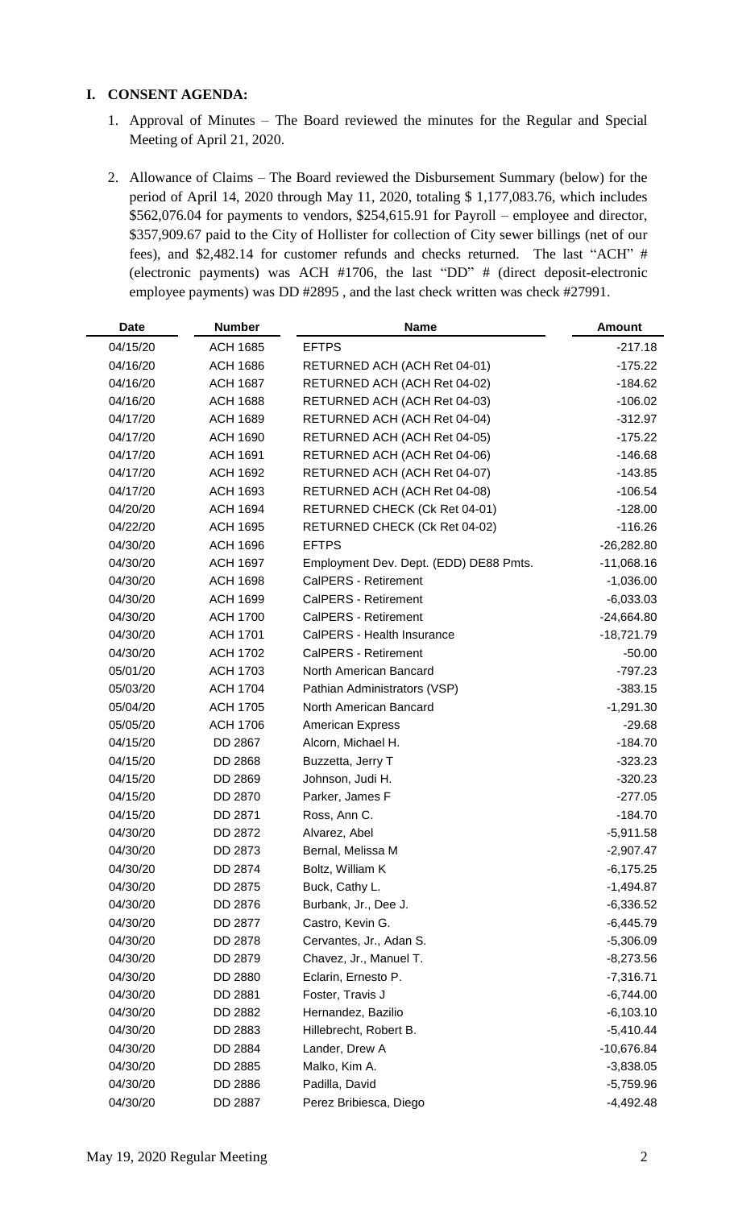## I. CONSENT AGENDA:

1. Approval of Minutes – The Board reviewed the minutes for the Regular and Special Meeting of April 21, 2020.

2. Allowance of Claims – The Board reviewed the Disbursement Summary (below) for the period of April 14, 2020 through May 11, 2020, totaling $ 1,177,083.76, which includes $562,076.04 for payments to vendors, $254,615.91 for Payroll – employee and director, $357,909.67 paid to the City of Hollister for collection of City sewer billings (net of our fees), and $2,482.14 for customer refunds and checks returned. The last "ACH" # (electronic payments) was ACH #1706, the last "DD" # (direct deposit-electronic employee payments) was DD #2895 , and the last check written was check #27991.

| Date | Number | Name | Amount |
|---|---|---|---|
| 04/15/20 | ACH 1685 | EFTPS | -217.18 |
| 04/16/20 | ACH 1686 | RETURNED ACH (ACH Ret 04-01) | -175.22 |
| 04/16/20 | ACH 1687 | RETURNED ACH (ACH Ret 04-02) | -184.62 |
| 04/16/20 | ACH 1688 | RETURNED ACH (ACH Ret 04-03) | -106.02 |
| 04/17/20 | ACH 1689 | RETURNED ACH (ACH Ret 04-04) | -312.97 |
| 04/17/20 | ACH 1690 | RETURNED ACH (ACH Ret 04-05) | -175.22 |
| 04/17/20 | ACH 1691 | RETURNED ACH (ACH Ret 04-06) | -146.68 |
| 04/17/20 | ACH 1692 | RETURNED ACH (ACH Ret 04-07) | -143.85 |
| 04/17/20 | ACH 1693 | RETURNED ACH (ACH Ret 04-08) | -106.54 |
| 04/20/20 | ACH 1694 | RETURNED CHECK (Ck Ret 04-01) | -128.00 |
| 04/22/20 | ACH 1695 | RETURNED CHECK (Ck Ret 04-02) | -116.26 |
| 04/30/20 | ACH 1696 | EFTPS | -26,282.80 |
| 04/30/20 | ACH 1697 | Employment Dev. Dept. (EDD) DE88 Pmts. | -11,068.16 |
| 04/30/20 | ACH 1698 | CalPERS - Retirement | -1,036.00 |
| 04/30/20 | ACH 1699 | CalPERS - Retirement | -6,033.03 |
| 04/30/20 | ACH 1700 | CalPERS - Retirement | -24,664.80 |
| 04/30/20 | ACH 1701 | CalPERS - Health Insurance | -18,721.79 |
| 04/30/20 | ACH 1702 | CalPERS - Retirement | -50.00 |
| 05/01/20 | ACH 1703 | North American Bancard | -797.23 |
| 05/03/20 | ACH 1704 | Pathian Administrators (VSP) | -383.15 |
| 05/04/20 | ACH 1705 | North American Bancard | -1,291.30 |
| 05/05/20 | ACH 1706 | American Express | -29.68 |
| 04/15/20 | DD 2867 | Alcorn, Michael H. | -184.70 |
| 04/15/20 | DD 2868 | Buzzetta, Jerry T | -323.23 |
| 04/15/20 | DD 2869 | Johnson, Judi H. | -320.23 |
| 04/15/20 | DD 2870 | Parker, James F | -277.05 |
| 04/15/20 | DD 2871 | Ross, Ann C. | -184.70 |
| 04/30/20 | DD 2872 | Alvarez, Abel | -5,911.58 |
| 04/30/20 | DD 2873 | Bernal, Melissa M | -2,907.47 |
| 04/30/20 | DD 2874 | Boltz, William K | -6,175.25 |
| 04/30/20 | DD 2875 | Buck, Cathy L. | -1,494.87 |
| 04/30/20 | DD 2876 | Burbank, Jr., Dee J. | -6,336.52 |
| 04/30/20 | DD 2877 | Castro, Kevin G. | -6,445.79 |
| 04/30/20 | DD 2878 | Cervantes, Jr., Adan S. | -5,306.09 |
| 04/30/20 | DD 2879 | Chavez, Jr., Manuel T. | -8,273.56 |
| 04/30/20 | DD 2880 | Eclarin, Ernesto P. | -7,316.71 |
| 04/30/20 | DD 2881 | Foster, Travis J | -6,744.00 |
| 04/30/20 | DD 2882 | Hernandez, Bazilio | -6,103.10 |
| 04/30/20 | DD 2883 | Hillebrecht, Robert B. | -5,410.44 |
| 04/30/20 | DD 2884 | Lander, Drew A | -10,676.84 |
| 04/30/20 | DD 2885 | Malko, Kim A. | -3,838.05 |
| 04/30/20 | DD 2886 | Padilla, David | -5,759.96 |
| 04/30/20 | DD 2887 | Perez Bribiesca, Diego | -4,492.48 |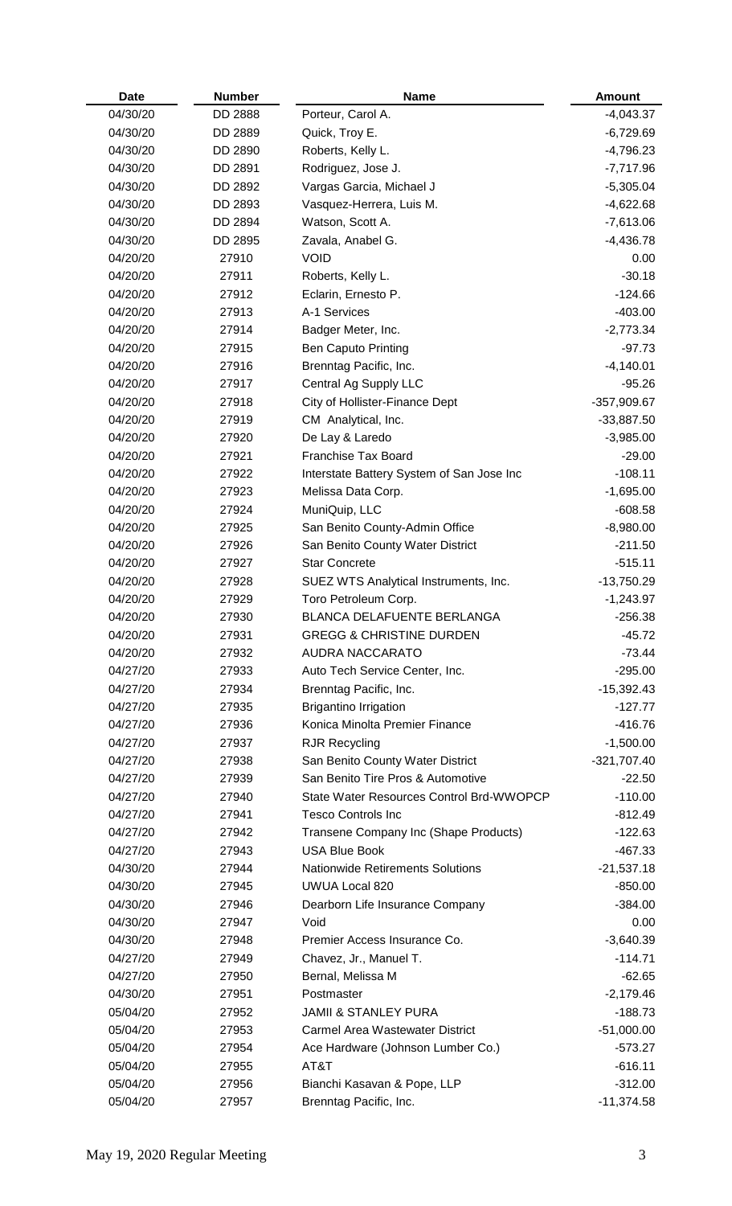| Date | Number | Name | Amount |
| --- | --- | --- | --- |
| 04/30/20 | DD 2888 | Porteur, Carol A. | -4,043.37 |
| 04/30/20 | DD 2889 | Quick, Troy E. | -6,729.69 |
| 04/30/20 | DD 2890 | Roberts, Kelly L. | -4,796.23 |
| 04/30/20 | DD 2891 | Rodriguez, Jose J. | -7,717.96 |
| 04/30/20 | DD 2892 | Vargas Garcia, Michael J | -5,305.04 |
| 04/30/20 | DD 2893 | Vasquez-Herrera, Luis M. | -4,622.68 |
| 04/30/20 | DD 2894 | Watson, Scott A. | -7,613.06 |
| 04/30/20 | DD 2895 | Zavala, Anabel G. | -4,436.78 |
| 04/20/20 | 27910 | VOID | 0.00 |
| 04/20/20 | 27911 | Roberts, Kelly L. | -30.18 |
| 04/20/20 | 27912 | Eclarin, Ernesto P. | -124.66 |
| 04/20/20 | 27913 | A-1 Services | -403.00 |
| 04/20/20 | 27914 | Badger Meter, Inc. | -2,773.34 |
| 04/20/20 | 27915 | Ben Caputo Printing | -97.73 |
| 04/20/20 | 27916 | Brenntag Pacific, Inc. | -4,140.01 |
| 04/20/20 | 27917 | Central Ag Supply LLC | -95.26 |
| 04/20/20 | 27918 | City of Hollister-Finance Dept | -357,909.67 |
| 04/20/20 | 27919 | CM Analytical, Inc. | -33,887.50 |
| 04/20/20 | 27920 | De Lay & Laredo | -3,985.00 |
| 04/20/20 | 27921 | Franchise Tax Board | -29.00 |
| 04/20/20 | 27922 | Interstate Battery System of San Jose Inc | -108.11 |
| 04/20/20 | 27923 | Melissa Data Corp. | -1,695.00 |
| 04/20/20 | 27924 | MuniQuip, LLC | -608.58 |
| 04/20/20 | 27925 | San Benito County-Admin Office | -8,980.00 |
| 04/20/20 | 27926 | San Benito County Water District | -211.50 |
| 04/20/20 | 27927 | Star Concrete | -515.11 |
| 04/20/20 | 27928 | SUEZ WTS Analytical Instruments, Inc. | -13,750.29 |
| 04/20/20 | 27929 | Toro Petroleum Corp. | -1,243.97 |
| 04/20/20 | 27930 | BLANCA DELAFUENTE BERLANGA | -256.38 |
| 04/20/20 | 27931 | GREGG & CHRISTINE DURDEN | -45.72 |
| 04/20/20 | 27932 | AUDRA NACCARATO | -73.44 |
| 04/27/20 | 27933 | Auto Tech Service Center, Inc. | -295.00 |
| 04/27/20 | 27934 | Brenntag Pacific, Inc. | -15,392.43 |
| 04/27/20 | 27935 | Brigantino Irrigation | -127.77 |
| 04/27/20 | 27936 | Konica Minolta Premier Finance | -416.76 |
| 04/27/20 | 27937 | RJR Recycling | -1,500.00 |
| 04/27/20 | 27938 | San Benito County Water District | -321,707.40 |
| 04/27/20 | 27939 | San Benito Tire Pros & Automotive | -22.50 |
| 04/27/20 | 27940 | State Water Resources Control Brd-WWOPCP | -110.00 |
| 04/27/20 | 27941 | Tesco Controls Inc | -812.49 |
| 04/27/20 | 27942 | Transene Company Inc (Shape Products) | -122.63 |
| 04/27/20 | 27943 | USA Blue Book | -467.33 |
| 04/30/20 | 27944 | Nationwide Retirements Solutions | -21,537.18 |
| 04/30/20 | 27945 | UWUA Local 820 | -850.00 |
| 04/30/20 | 27946 | Dearborn Life Insurance Company | -384.00 |
| 04/30/20 | 27947 | Void | 0.00 |
| 04/30/20 | 27948 | Premier Access Insurance Co. | -3,640.39 |
| 04/27/20 | 27949 | Chavez, Jr., Manuel T. | -114.71 |
| 04/27/20 | 27950 | Bernal, Melissa M | -62.65 |
| 04/30/20 | 27951 | Postmaster | -2,179.46 |
| 05/04/20 | 27952 | JAMII & STANLEY PURA | -188.73 |
| 05/04/20 | 27953 | Carmel Area Wastewater District | -51,000.00 |
| 05/04/20 | 27954 | Ace Hardware (Johnson Lumber Co.) | -573.27 |
| 05/04/20 | 27955 | AT&T | -616.11 |
| 05/04/20 | 27956 | Bianchi Kasavan & Pope, LLP | -312.00 |
| 05/04/20 | 27957 | Brenntag Pacific, Inc. | -11,374.58 |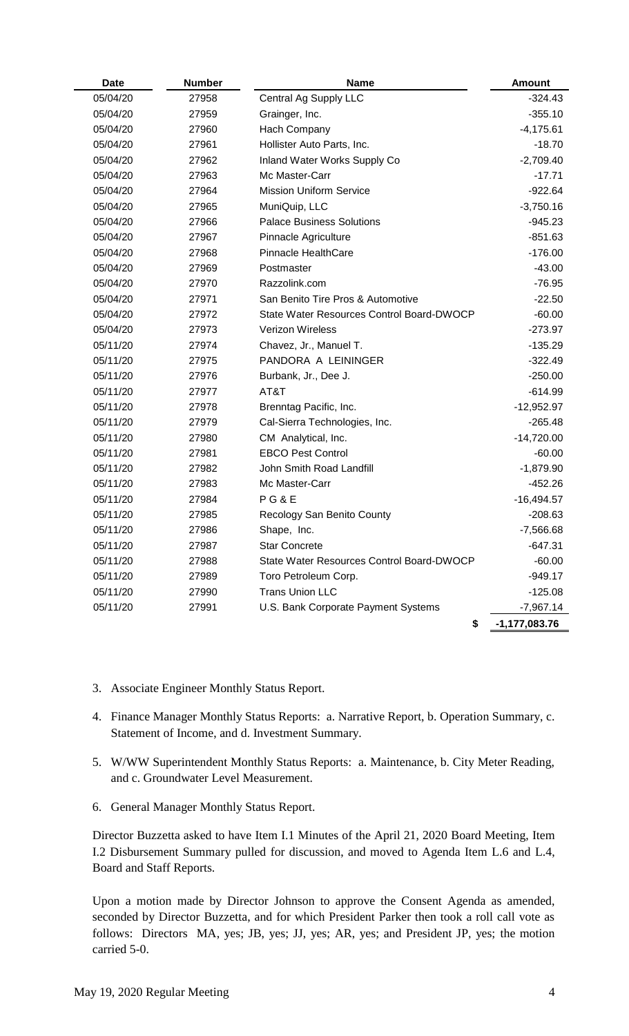| Date | Number | Name | Amount |
|---|---|---|---|
| 05/04/20 | 27958 | Central Ag Supply LLC | -324.43 |
| 05/04/20 | 27959 | Grainger, Inc. | -355.10 |
| 05/04/20 | 27960 | Hach Company | -4,175.61 |
| 05/04/20 | 27961 | Hollister Auto Parts, Inc. | -18.70 |
| 05/04/20 | 27962 | Inland Water Works Supply Co | -2,709.40 |
| 05/04/20 | 27963 | Mc Master-Carr | -17.71 |
| 05/04/20 | 27964 | Mission Uniform Service | -922.64 |
| 05/04/20 | 27965 | MuniQuip, LLC | -3,750.16 |
| 05/04/20 | 27966 | Palace Business Solutions | -945.23 |
| 05/04/20 | 27967 | Pinnacle Agriculture | -851.63 |
| 05/04/20 | 27968 | Pinnacle HealthCare | -176.00 |
| 05/04/20 | 27969 | Postmaster | -43.00 |
| 05/04/20 | 27970 | Razzolink.com | -76.95 |
| 05/04/20 | 27971 | San Benito Tire Pros & Automotive | -22.50 |
| 05/04/20 | 27972 | State Water Resources Control Board-DWOCP | -60.00 |
| 05/04/20 | 27973 | Verizon Wireless | -273.97 |
| 05/11/20 | 27974 | Chavez, Jr., Manuel T. | -135.29 |
| 05/11/20 | 27975 | PANDORA A LEININGER | -322.49 |
| 05/11/20 | 27976 | Burbank, Jr., Dee J. | -250.00 |
| 05/11/20 | 27977 | AT&T | -614.99 |
| 05/11/20 | 27978 | Brenntag Pacific, Inc. | -12,952.97 |
| 05/11/20 | 27979 | Cal-Sierra Technologies, Inc. | -265.48 |
| 05/11/20 | 27980 | CM Analytical, Inc. | -14,720.00 |
| 05/11/20 | 27981 | EBCO Pest Control | -60.00 |
| 05/11/20 | 27982 | John Smith Road Landfill | -1,879.90 |
| 05/11/20 | 27983 | Mc Master-Carr | -452.26 |
| 05/11/20 | 27984 | P G & E | -16,494.57 |
| 05/11/20 | 27985 | Recology San Benito County | -208.63 |
| 05/11/20 | 27986 | Shape, Inc. | -7,566.68 |
| 05/11/20 | 27987 | Star Concrete | -647.31 |
| 05/11/20 | 27988 | State Water Resources Control Board-DWOCP | -60.00 |
| 05/11/20 | 27989 | Toro Petroleum Corp. | -949.17 |
| 05/11/20 | 27990 | Trans Union LLC | -125.08 |
| 05/11/20 | 27991 | U.S. Bank Corporate Payment Systems | -7,967.14 |
| | | $ | -1,177,083.76 |

3. Associate Engineer Monthly Status Report.
4. Finance Manager Monthly Status Reports: a. Narrative Report, b. Operation Summary, c. Statement of Income, and d. Investment Summary.
5. W/WW Superintendent Monthly Status Reports: a. Maintenance, b. City Meter Reading, and c. Groundwater Level Measurement.
6. General Manager Monthly Status Report.

Director Buzzetta asked to have Item I.1 Minutes of the April 21, 2020 Board Meeting, Item I.2 Disbursement Summary pulled for discussion, and moved to Agenda Item L.6 and L.4, Board and Staff Reports.

Upon a motion made by Director Johnson to approve the Consent Agenda as amended, seconded by Director Buzzetta, and for which President Parker then took a roll call vote as follows: Directors MA, yes; JB, yes; JJ, yes; AR, yes; and President JP, yes; the motion carried 5-0.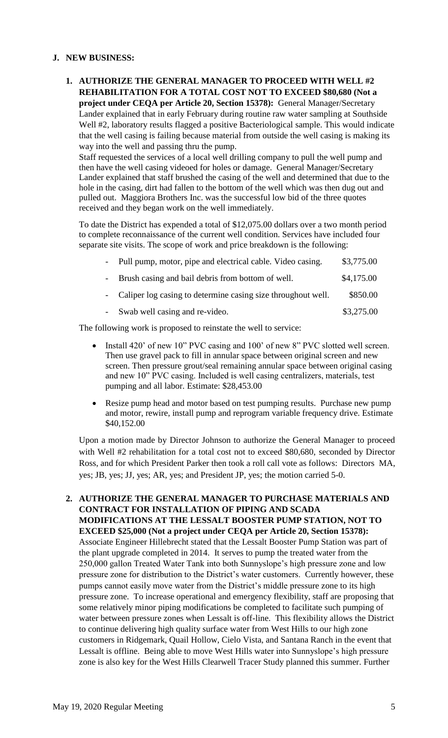**J. NEW BUSINESS:**

1. **AUTHORIZE THE GENERAL MANAGER TO PROCEED WITH WELL #2 REHABILITATION FOR A TOTAL COST NOT TO EXCEED $80,680 (Not a project under CEQA per Article 20, Section 15378):** General Manager/Secretary Lander explained that in early February during routine raw water sampling at Southside Well #2, laboratory results flagged a positive Bacteriological sample. This would indicate that the well casing is failing because material from outside the well casing is making its way into the well and passing thru the pump.

   Staff requested the services of a local well drilling company to pull the well pump and then have the well casing videoed for holes or damage. General Manager/Secretary Lander explained that staff brushed the casing of the well and determined that due to the hole in the casing, dirt had fallen to the bottom of the well which was then dug out and pulled out. Maggiora Brothers Inc. was the successful low bid of the three quotes received and they began work on the well immediately.

   To date the District has expended a total of $12,075.00 dollars over a two month period to complete reconnaissance of the current well condition. Services have included four separate site visits. The scope of work and price breakdown is the following:

   - Pull pump, motor, pipe and electrical cable. Video casing. $3,775.00
   - Brush casing and bail debris from bottom of well. $4,175.00
   - Caliper log casing to determine casing size throughout well. $850.00
   - Swab well casing and re-video. $3,275.00

   The following work is proposed to reinstate the well to service:

   - Install 420' of new 10" PVC casing and 100' of new 8" PVC slotted well screen. Then use gravel pack to fill in annular space between original screen and new screen. Then pressure grout/seal remaining annular space between original casing and new 10" PVC casing. Included is well casing centralizers, materials, test pumping and all labor. Estimate: $28,453.00
   - Resize pump head and motor based on test pumping results. Purchase new pump and motor, rewire, install pump and reprogram variable frequency drive. Estimate $40,152.00

   Upon a motion made by Director Johnson to authorize the General Manager to proceed with Well #2 rehabilitation for a total cost not to exceed $80,680, seconded by Director Ross, and for which President Parker then took a roll call vote as follows: Directors MA, yes; JB, yes; JJ, yes; AR, yes; and President JP, yes; the motion carried 5-0.

2. **AUTHORIZE THE GENERAL MANAGER TO PURCHASE MATERIALS AND CONTRACT FOR INSTALLATION OF PIPING AND SCADA MODIFICATIONS AT THE LESSALT BOOSTER PUMP STATION, NOT TO EXCEED $25,000 (Not a project under CEQA per Article 20, Section 15378):** Associate Engineer Hillebrecht stated that the Lessalt Booster Pump Station was part of the plant upgrade completed in 2014. It serves to pump the treated water from the 250,000 gallon Treated Water Tank into Sunnyslope's high pressure zone and low pressure zone for distribution to the District's water customers. Currently however, these pumps cannot easily move water from the District's middle pressure zone to its high pressure zone. To increase operational and emergency flexibility, staff are proposing that some relatively minor piping modifications be completed to facilitate such pumping of water between pressure zones when Lessalt is off-line. This flexibility allows the District to continue delivering high quality surface water from West Hills to our high zone customers in Ridgemark, Quail Hollow, Cielo Vista, and Santana Ranch in the event that Lessalt is offline. Being able to move West Hills water into Sunnyslope's high pressure zone is also key for the West Hills Clearwell Tracer Study planned this summer. Further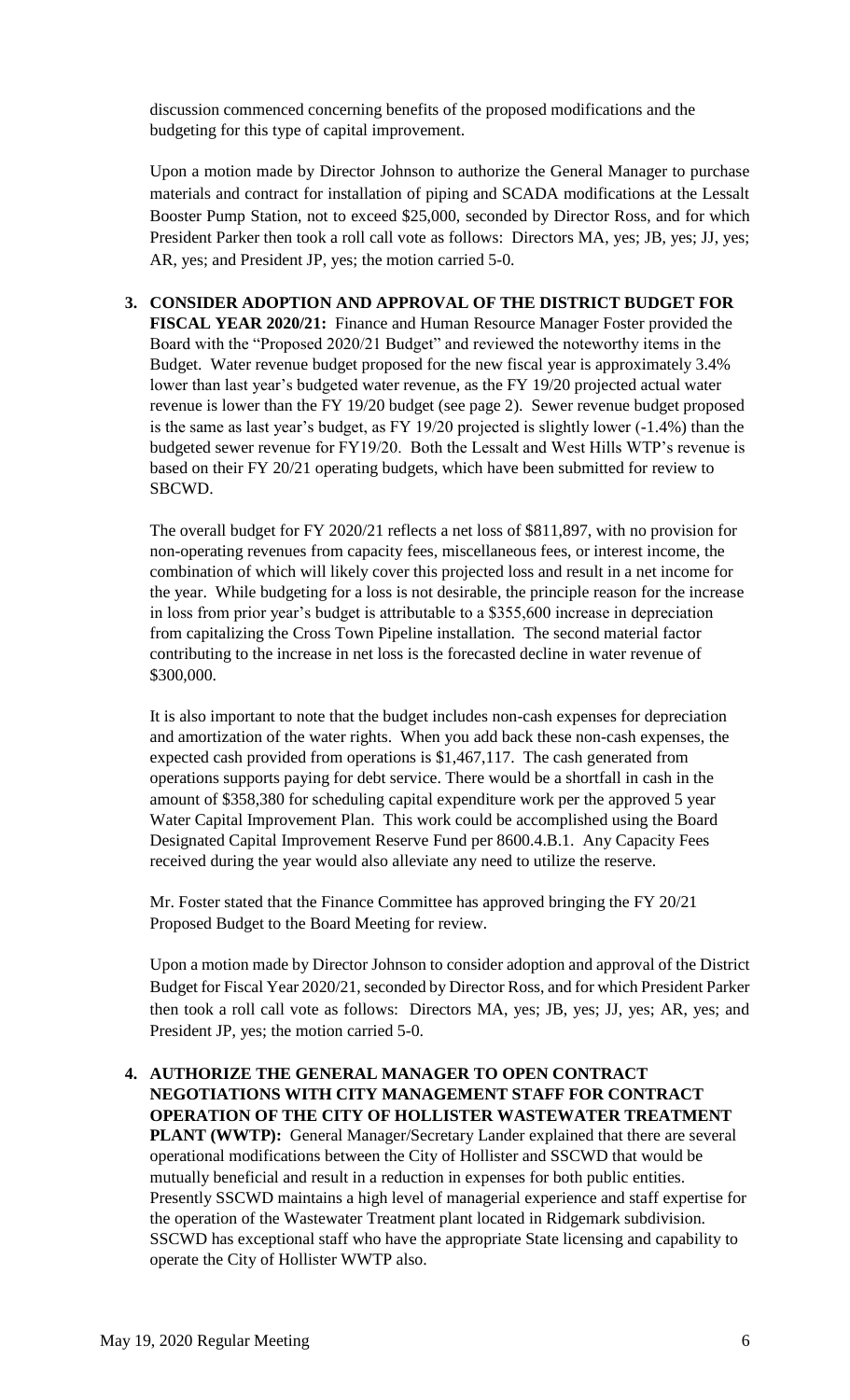discussion commenced concerning benefits of the proposed modifications and the budgeting for this type of capital improvement.

Upon a motion made by Director Johnson to authorize the General Manager to purchase materials and contract for installation of piping and SCADA modifications at the Lessalt Booster Pump Station, not to exceed $25,000, seconded by Director Ross, and for which President Parker then took a roll call vote as follows: Directors MA, yes; JB, yes; JJ, yes; AR, yes; and President JP, yes; the motion carried 5-0.

3. **CONSIDER ADOPTION AND APPROVAL OF THE DISTRICT BUDGET FOR FISCAL YEAR 2020/21:** Finance and Human Resource Manager Foster provided the Board with the "Proposed 2020/21 Budget" and reviewed the noteworthy items in the Budget. Water revenue budget proposed for the new fiscal year is approximately 3.4% lower than last year's budgeted water revenue, as the FY 19/20 projected actual water revenue is lower than the FY 19/20 budget (see page 2). Sewer revenue budget proposed is the same as last year's budget, as FY 19/20 projected is slightly lower (-1.4%) than the budgeted sewer revenue for FY19/20. Both the Lessalt and West Hills WTP's revenue is based on their FY 20/21 operating budgets, which have been submitted for review to SBCWD.

   The overall budget for FY 2020/21 reflects a net loss of $811,897, with no provision for non-operating revenues from capacity fees, miscellaneous fees, or interest income, the combination of which will likely cover this projected loss and result in a net income for the year. While budgeting for a loss is not desirable, the principle reason for the increase in loss from prior year's budget is attributable to a $355,600 increase in depreciation from capitalizing the Cross Town Pipeline installation. The second material factor contributing to the increase in net loss is the forecasted decline in water revenue of $300,000.

   It is also important to note that the budget includes non-cash expenses for depreciation and amortization of the water rights. When you add back these non-cash expenses, the expected cash provided from operations is $1,467,117. The cash generated from operations supports paying for debt service. There would be a shortfall in cash in the amount of $358,380 for scheduling capital expenditure work per the approved 5 year Water Capital Improvement Plan. This work could be accomplished using the Board Designated Capital Improvement Reserve Fund per 8600.4.B.1. Any Capacity Fees received during the year would also alleviate any need to utilize the reserve.

   Mr. Foster stated that the Finance Committee has approved bringing the FY 20/21 Proposed Budget to the Board Meeting for review.

   Upon a motion made by Director Johnson to consider adoption and approval of the District Budget for Fiscal Year 2020/21, seconded by Director Ross, and for which President Parker then took a roll call vote as follows: Directors MA, yes; JB, yes; JJ, yes; AR, yes; and President JP, yes; the motion carried 5-0.

4. **AUTHORIZE THE GENERAL MANAGER TO OPEN CONTRACT NEGOTIATIONS WITH CITY MANAGEMENT STAFF FOR CONTRACT OPERATION OF THE CITY OF HOLLISTER WASTEWATER TREATMENT PLANT (WWTP):** General Manager/Secretary Lander explained that there are several operational modifications between the City of Hollister and SSCWD that would be mutually beneficial and result in a reduction in expenses for both public entities. Presently SSCWD maintains a high level of managerial experience and staff expertise for the operation of the Wastewater Treatment plant located in Ridgemark subdivision. SSCWD has exceptional staff who have the appropriate State licensing and capability to operate the City of Hollister WWTP also.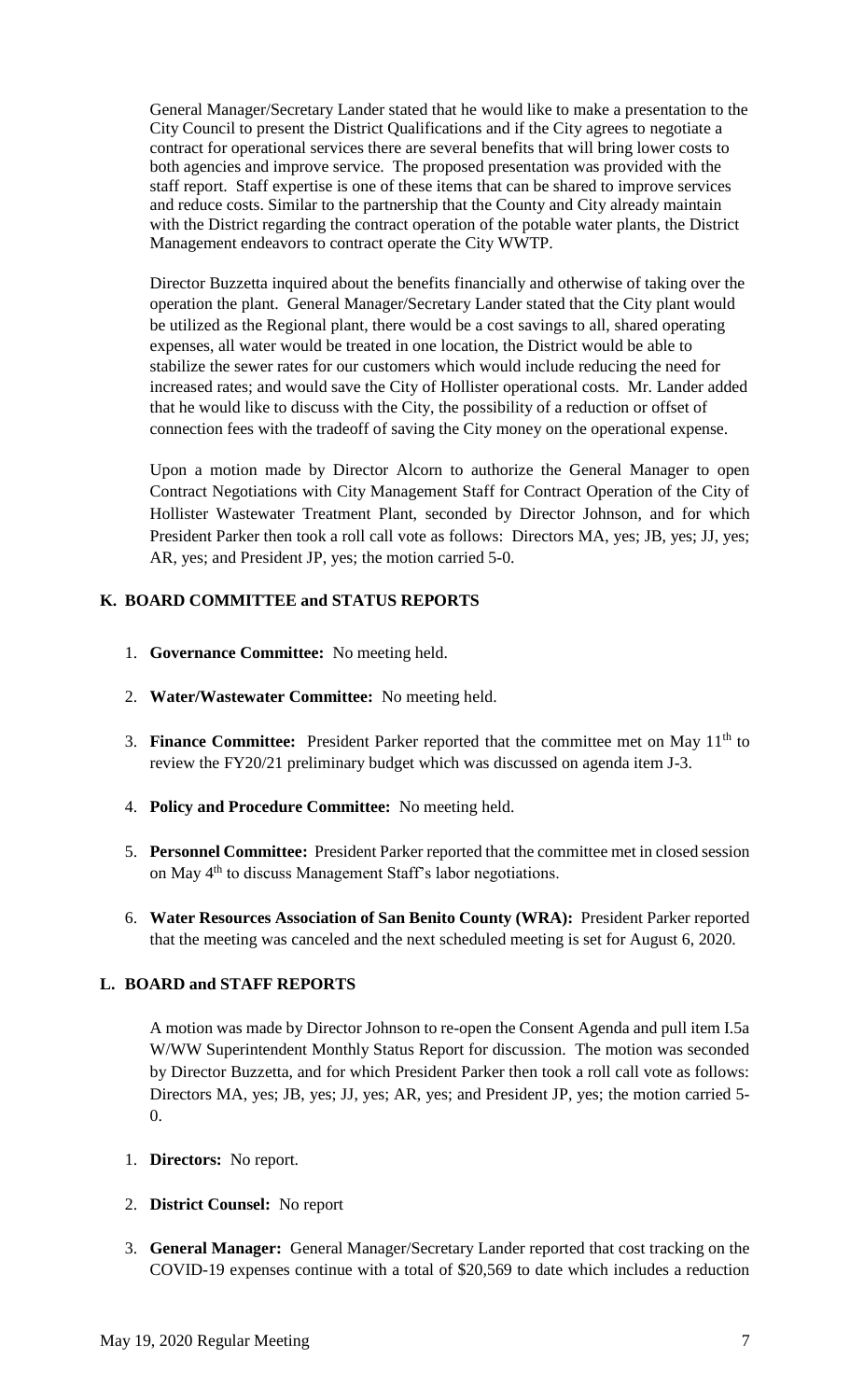General Manager/Secretary Lander stated that he would like to make a presentation to the City Council to present the District Qualifications and if the City agrees to negotiate a contract for operational services there are several benefits that will bring lower costs to both agencies and improve service. The proposed presentation was provided with the staff report. Staff expertise is one of these items that can be shared to improve services and reduce costs. Similar to the partnership that the County and City already maintain with the District regarding the contract operation of the potable water plants, the District Management endeavors to contract operate the City WWTP.

Director Buzzetta inquired about the benefits financially and otherwise of taking over the operation the plant. General Manager/Secretary Lander stated that the City plant would be utilized as the Regional plant, there would be a cost savings to all, shared operating expenses, all water would be treated in one location, the District would be able to stabilize the sewer rates for our customers which would include reducing the need for increased rates; and would save the City of Hollister operational costs. Mr. Lander added that he would like to discuss with the City, the possibility of a reduction or offset of connection fees with the tradeoff of saving the City money on the operational expense.

Upon a motion made by Director Alcorn to authorize the General Manager to open Contract Negotiations with City Management Staff for Contract Operation of the City of Hollister Wastewater Treatment Plant, seconded by Director Johnson, and for which President Parker then took a roll call vote as follows: Directors MA, yes; JB, yes; JJ, yes; AR, yes; and President JP, yes; the motion carried 5-0.

## K. BOARD COMMITTEE and STATUS REPORTS

1. **Governance Committee:** No meeting held.
2. **Water/Wastewater Committee:** No meeting held.
3. **Finance Committee:** President Parker reported that the committee met on May 11th to review the FY20/21 preliminary budget which was discussed on agenda item J-3.
4. **Policy and Procedure Committee:** No meeting held.
5. **Personnel Committee:** President Parker reported that the committee met in closed session on May 4th to discuss Management Staff's labor negotiations.
6. **Water Resources Association of San Benito County (WRA):** President Parker reported that the meeting was canceled and the next scheduled meeting is set for August 6, 2020.

## L. BOARD and STAFF REPORTS

A motion was made by Director Johnson to re-open the Consent Agenda and pull item I.5a W/WW Superintendent Monthly Status Report for discussion. The motion was seconded by Director Buzzetta, and for which President Parker then took a roll call vote as follows: Directors MA, yes; JB, yes; JJ, yes; AR, yes; and President JP, yes; the motion carried 5-0.

1. **Directors:** No report.
2. **District Counsel:** No report
3. **General Manager:** General Manager/Secretary Lander reported that cost tracking on the COVID-19 expenses continue with a total of $20,569 to date which includes a reduction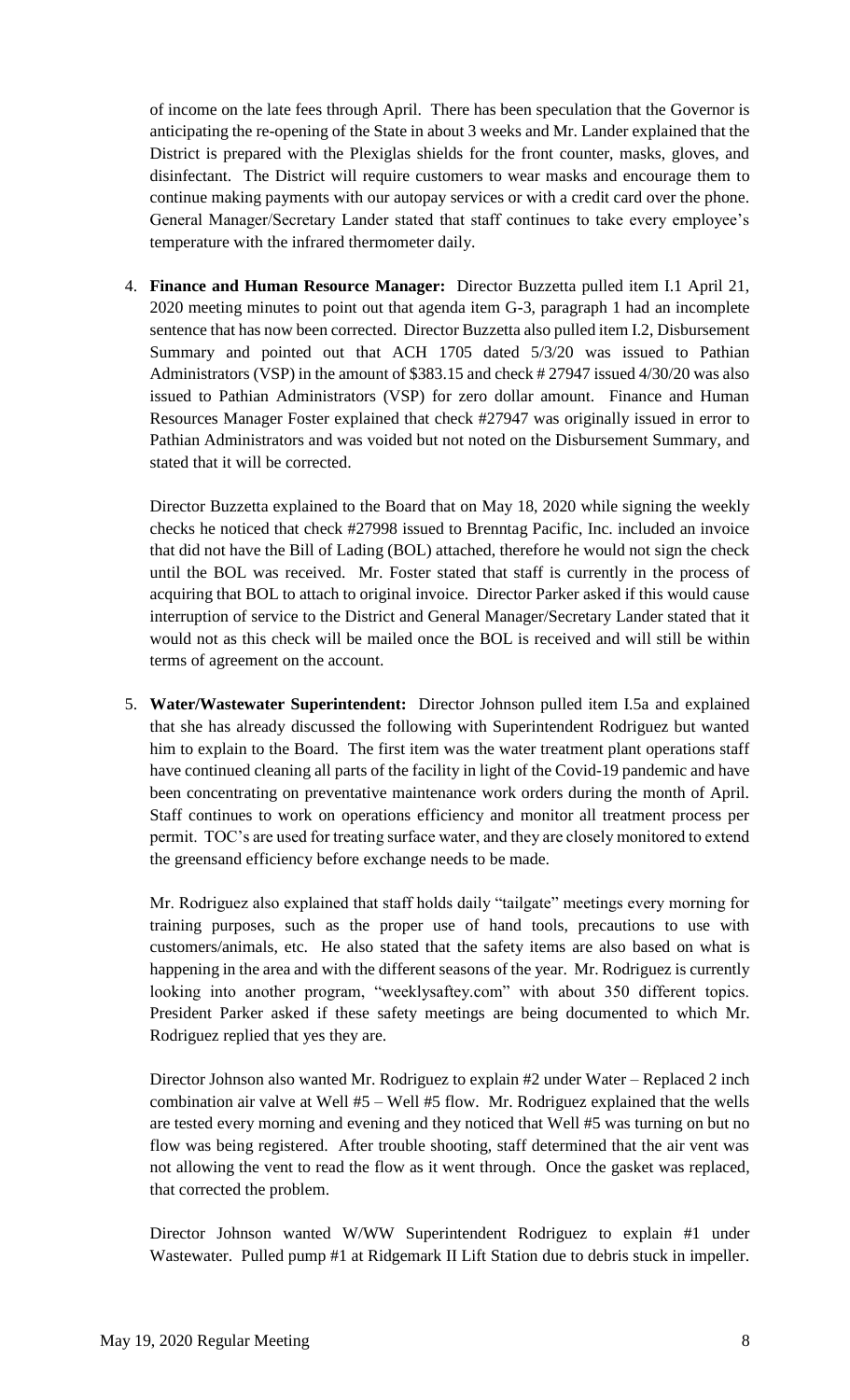of income on the late fees through April. There has been speculation that the Governor is anticipating the re-opening of the State in about 3 weeks and Mr. Lander explained that the District is prepared with the Plexiglas shields for the front counter, masks, gloves, and disinfectant. The District will require customers to wear masks and encourage them to continue making payments with our autopay services or with a credit card over the phone. General Manager/Secretary Lander stated that staff continues to take every employee's temperature with the infrared thermometer daily.

4. **Finance and Human Resource Manager:** Director Buzzetta pulled item I.1 April 21, 2020 meeting minutes to point out that agenda item G-3, paragraph 1 had an incomplete sentence that has now been corrected. Director Buzzetta also pulled item I.2, Disbursement Summary and pointed out that ACH 1705 dated 5/3/20 was issued to Pathian Administrators (VSP) in the amount of $383.15 and check # 27947 issued 4/30/20 was also issued to Pathian Administrators (VSP) for zero dollar amount. Finance and Human Resources Manager Foster explained that check #27947 was originally issued in error to Pathian Administrators and was voided but not noted on the Disbursement Summary, and stated that it will be corrected.

   Director Buzzetta explained to the Board that on May 18, 2020 while signing the weekly checks he noticed that check #27998 issued to Brenntag Pacific, Inc. included an invoice that did not have the Bill of Lading (BOL) attached, therefore he would not sign the check until the BOL was received. Mr. Foster stated that staff is currently in the process of acquiring that BOL to attach to original invoice. Director Parker asked if this would cause interruption of service to the District and General Manager/Secretary Lander stated that it would not as this check will be mailed once the BOL is received and will still be within terms of agreement on the account.

5. **Water/Wastewater Superintendent:** Director Johnson pulled item I.5a and explained that she has already discussed the following with Superintendent Rodriguez but wanted him to explain to the Board. The first item was the water treatment plant operations staff have continued cleaning all parts of the facility in light of the Covid-19 pandemic and have been concentrating on preventative maintenance work orders during the month of April. Staff continues to work on operations efficiency and monitor all treatment process per permit. TOC's are used for treating surface water, and they are closely monitored to extend the greensand efficiency before exchange needs to be made.

   Mr. Rodriguez also explained that staff holds daily "tailgate" meetings every morning for training purposes, such as the proper use of hand tools, precautions to use with customers/animals, etc. He also stated that the safety items are also based on what is happening in the area and with the different seasons of the year. Mr. Rodriguez is currently looking into another program, "weeklysaftey.com" with about 350 different topics. President Parker asked if these safety meetings are being documented to which Mr. Rodriguez replied that yes they are.

   Director Johnson also wanted Mr. Rodriguez to explain #2 under Water – Replaced 2 inch combination air valve at Well #5 – Well #5 flow. Mr. Rodriguez explained that the wells are tested every morning and evening and they noticed that Well #5 was turning on but no flow was being registered. After trouble shooting, staff determined that the air vent was not allowing the vent to read the flow as it went through. Once the gasket was replaced, that corrected the problem.

   Director Johnson wanted W/WW Superintendent Rodriguez to explain #1 under Wastewater. Pulled pump #1 at Ridgemark II Lift Station due to debris stuck in impeller.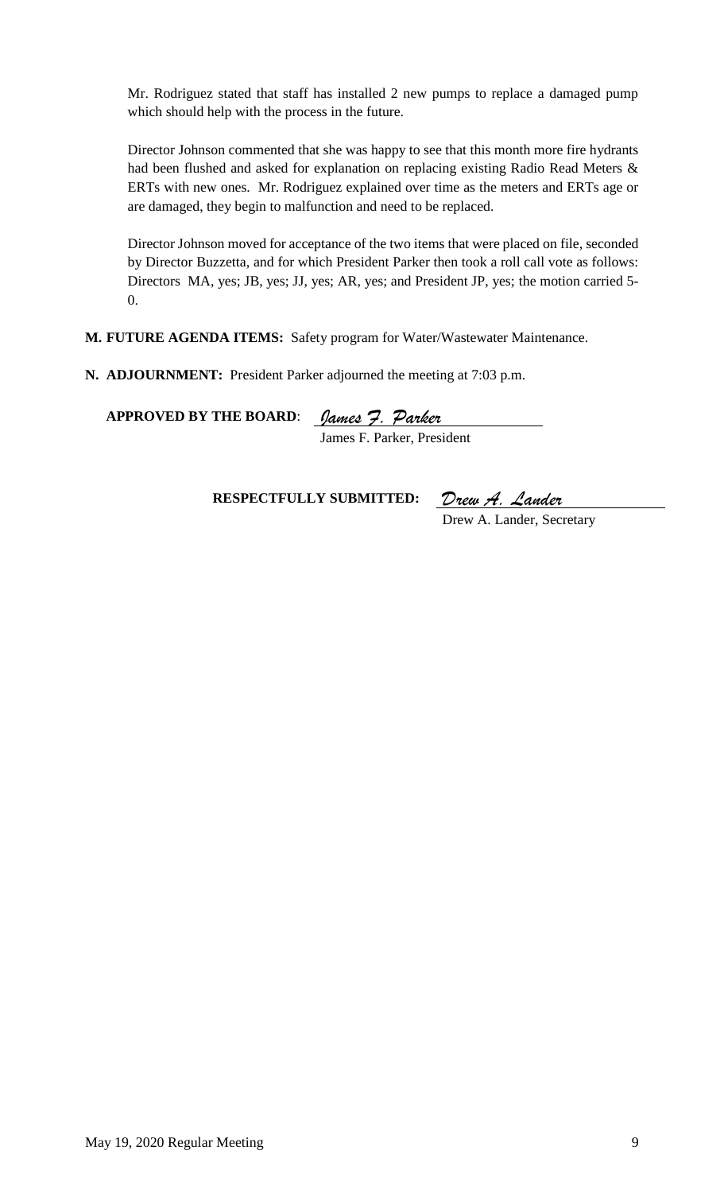Mr. Rodriguez stated that staff has installed 2 new pumps to replace a damaged pump which should help with the process in the future.

Director Johnson commented that she was happy to see that this month more fire hydrants had been flushed and asked for explanation on replacing existing Radio Read Meters & ERTs with new ones. Mr. Rodriguez explained over time as the meters and ERTs age or are damaged, they begin to malfunction and need to be replaced.

Director Johnson moved for acceptance of the two items that were placed on file, seconded by Director Buzzetta, and for which President Parker then took a roll call vote as follows: Directors MA, yes; JB, yes; JJ, yes; AR, yes; and President JP, yes; the motion carried 5-0.

**M. FUTURE AGENDA ITEMS:** Safety program for Water/Wastewater Maintenance.

**N. ADJOURNMENT:** President Parker adjourned the meeting at 7:03 p.m.

**APPROVED BY THE BOARD**: *James F. Parker*
James F. Parker, President

**RESPECTFULLY SUBMITTED:** *Drew A. Lander*
Drew A. Lander, Secretary

May 19, 2020 Regular Meeting